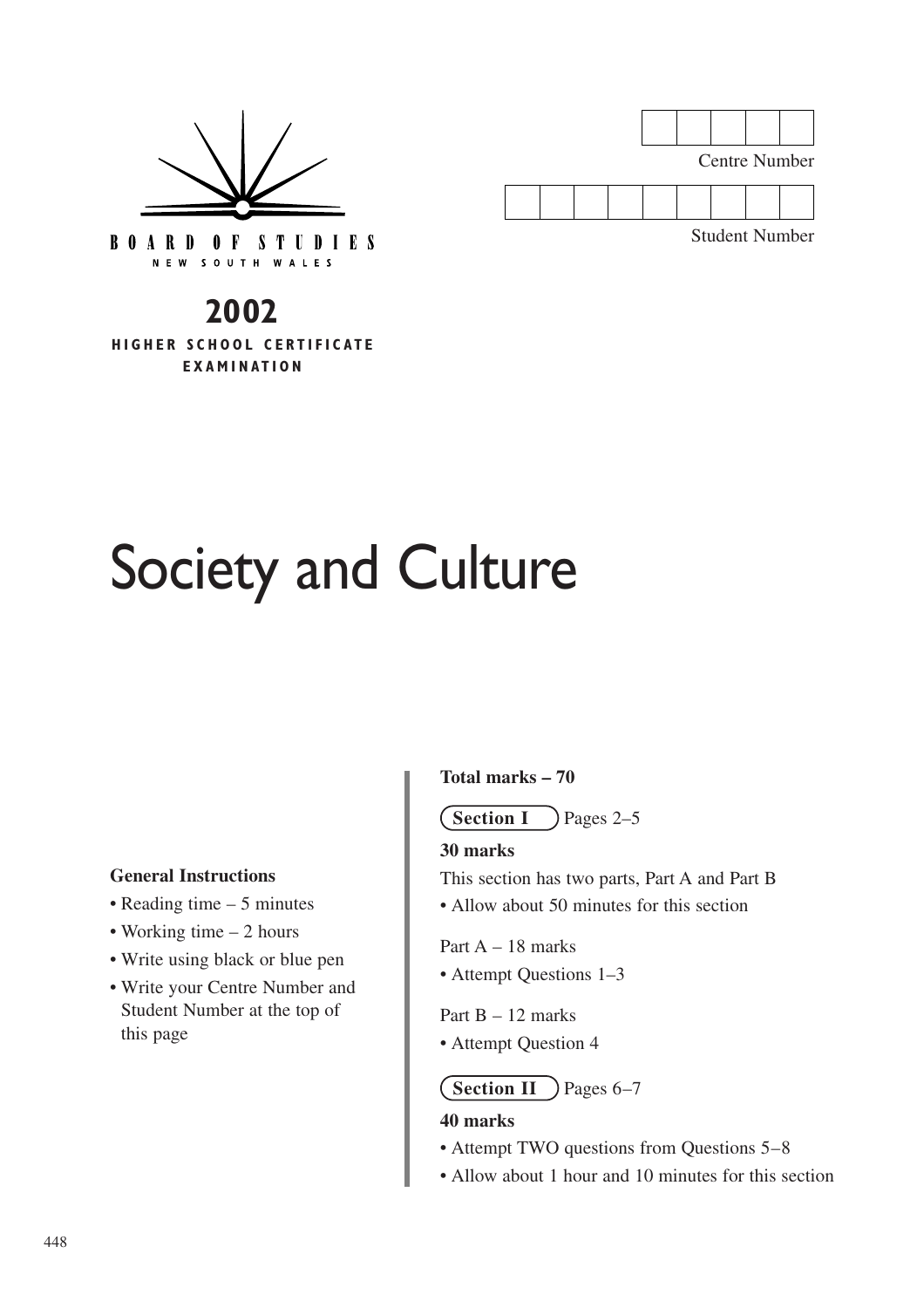BOARD OF STUDIES
NEW SOUTH WALES

Centre Number

Student Number

**2002**
**HIGHER SCHOOL CERTIFICATE EXAMINATION**

# Society and Culture

**General Instructions**

- Reading time – 5 minutes
- Working time – 2 hours
- Write using black or blue pen
- Write your Centre Number and Student Number at the top of this page

**Total marks – 70**

**Section I** Pages 2–5

**30 marks**

This section has two parts, Part A and Part B

- Allow about 50 minutes for this section

Part A – 18 marks

- Attempt Questions 1–3

Part B – 12 marks

- Attempt Question 4

**Section II** Pages 6–7

**40 marks**

- Attempt TWO questions from Questions 5–8
- Allow about 1 hour and 10 minutes for this section

448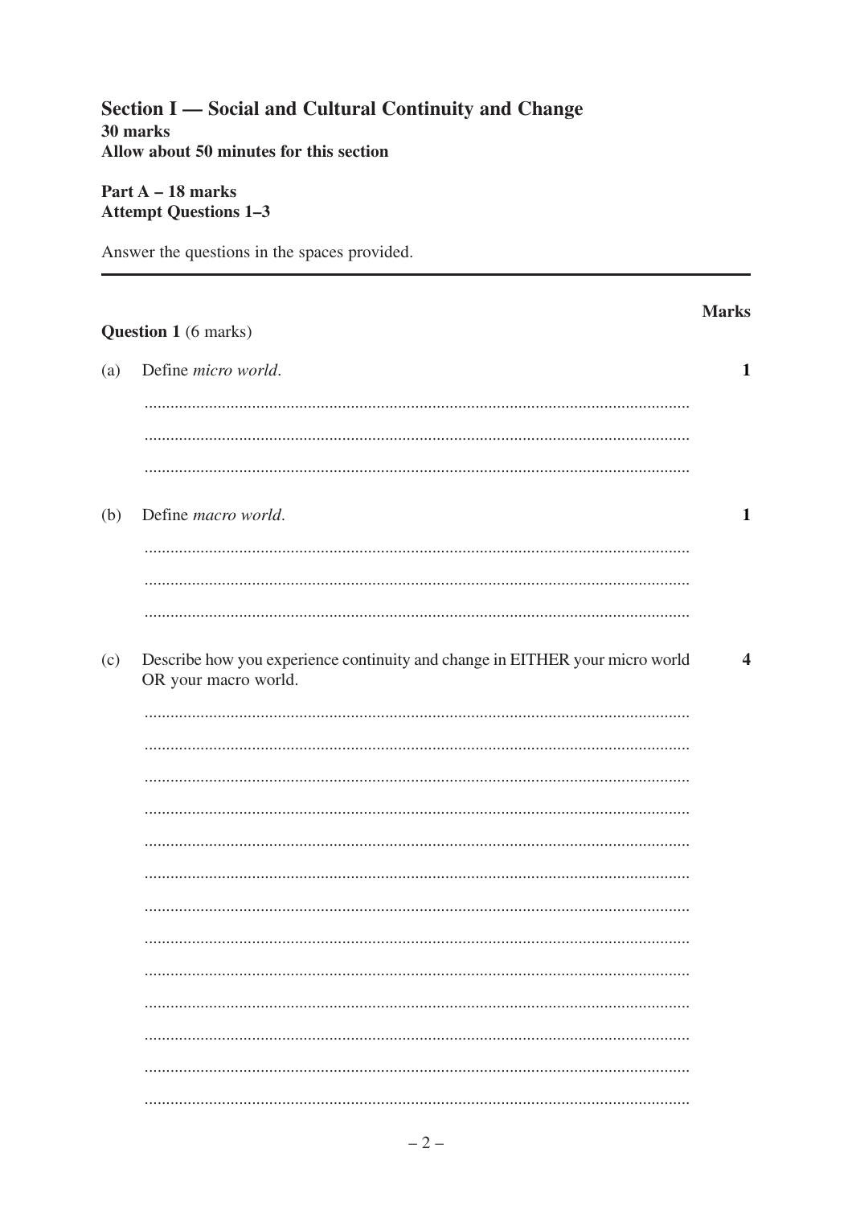## Section I — Social and Cultural Continuity and Change

**30 marks**
**Allow about 50 minutes for this section**

**Part A – 18 marks**
**Attempt Questions 1–3**

Answer the questions in the spaces provided.

---

**Marks**

**Question 1** (6 marks)

(a) Define *micro world*. **1**

(b) Define *macro world*. **1**

(c) Describe how you experience continuity and change in EITHER your micro world OR your macro world. **4**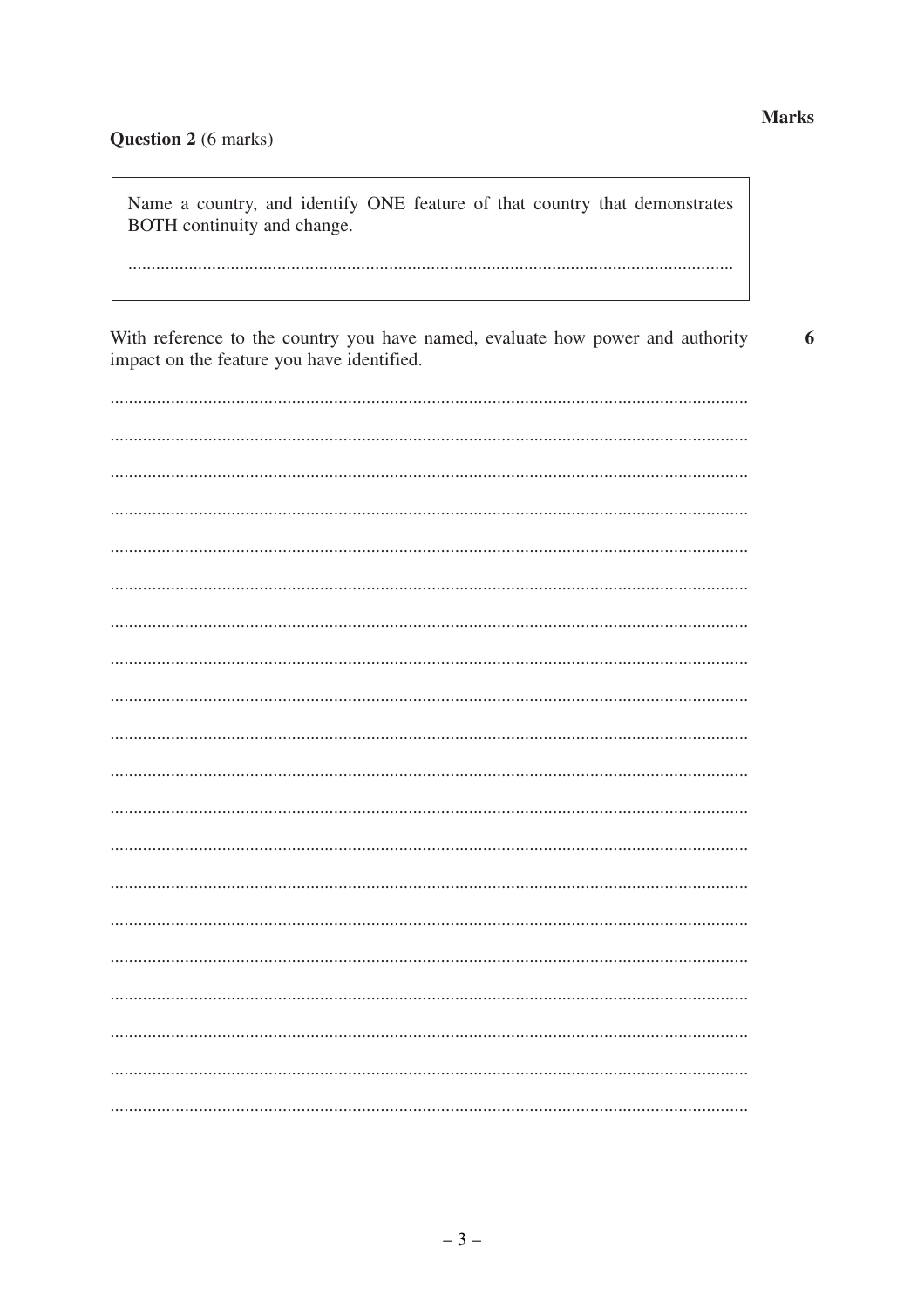**Marks**

**Question 2** (6 marks)

Name a country, and identify ONE feature of that country that demonstrates BOTH continuity and change.

.................................................................................................................................

With reference to the country you have named, evaluate how power and authority impact on the feature you have identified. **6**

.................................................................................................................................

.................................................................................................................................

.................................................................................................................................

.................................................................................................................................

.................................................................................................................................

.................................................................................................................................

.................................................................................................................................

.................................................................................................................................

.................................................................................................................................

.................................................................................................................................

.................................................................................................................................

.................................................................................................................................

.................................................................................................................................

.................................................................................................................................

.................................................................................................................................

.................................................................................................................................

.................................................................................................................................

.................................................................................................................................

.................................................................................................................................

.................................................................................................................................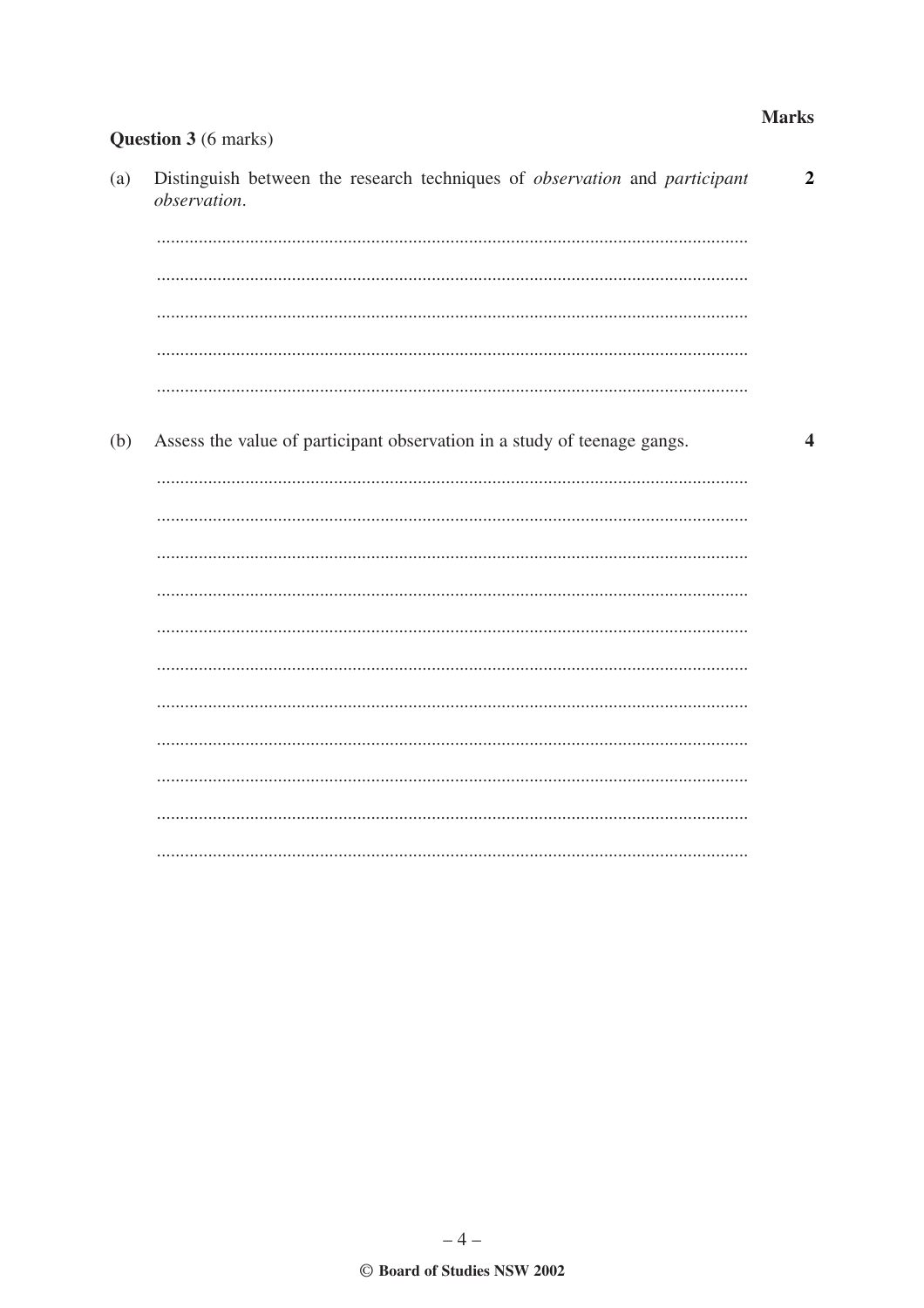**Marks**

**Question 3** (6 marks)

(a) Distinguish between the research techniques of *observation* and *participant observation*. **2**

...............................................................................................................................

...............................................................................................................................

...............................................................................................................................

...............................................................................................................................

...............................................................................................................................

(b) Assess the value of participant observation in a study of teenage gangs. **4**

...............................................................................................................................

...............................................................................................................................

...............................................................................................................................

...............................................................................................................................

...............................................................................................................................

...............................................................................................................................

...............................................................................................................................

...............................................................................................................................

...............................................................................................................................

...............................................................................................................................

...............................................................................................................................

© Board of Studies NSW 2002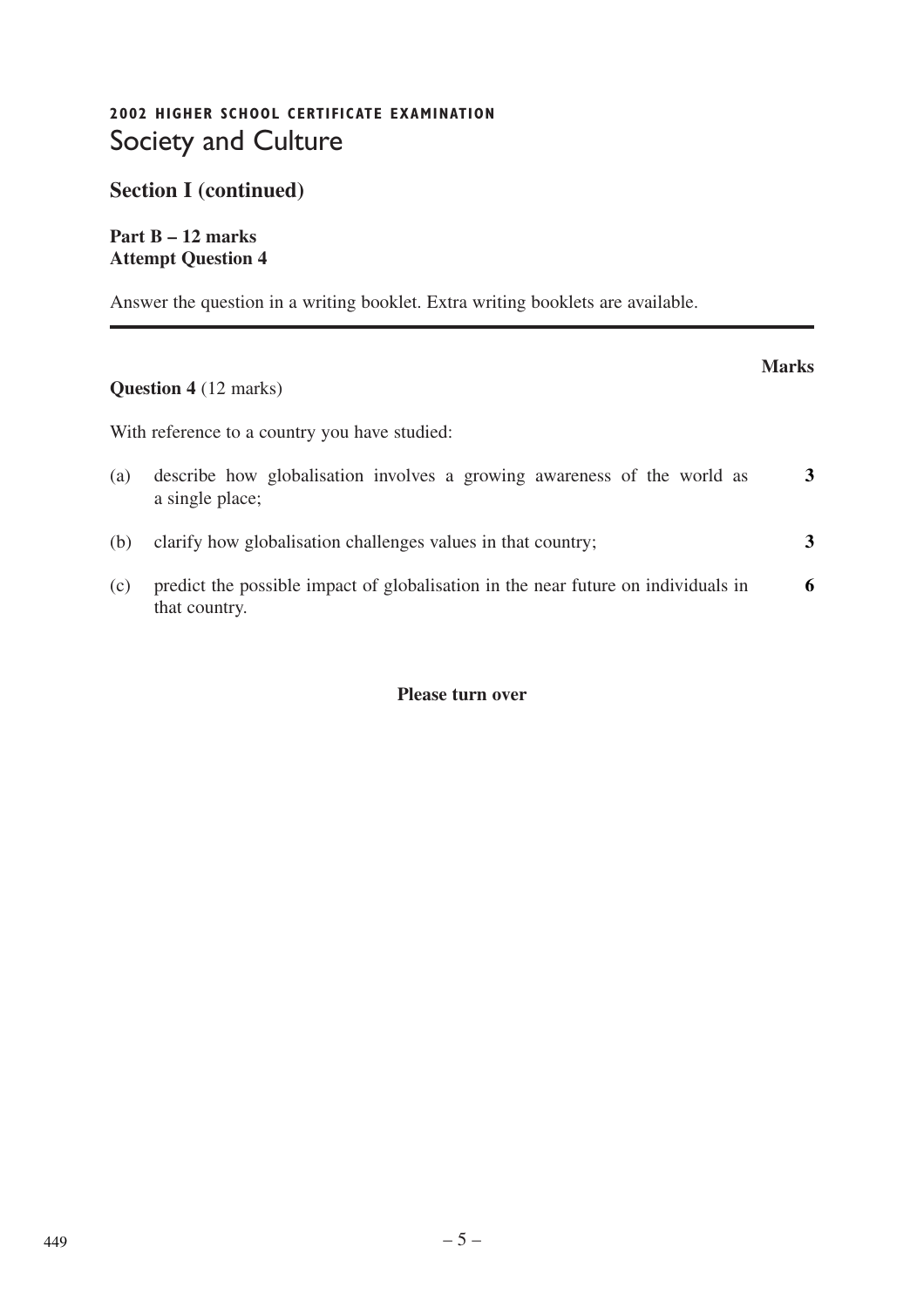**2002 HIGHER SCHOOL CERTIFICATE EXAMINATION**

# Society and Culture

## Section I (continued)

**Part B – 12 marks**
**Attempt Question 4**

Answer the question in a writing booklet. Extra writing booklets are available.

---

**Marks**

**Question 4** (12 marks)

With reference to a country you have studied:

(a) describe how globalisation involves a growing awareness of the world as a single place; **3**

(b) clarify how globalisation challenges values in that country; **3**

(c) predict the possible impact of globalisation in the near future on individuals in that country. **6**

**Please turn over**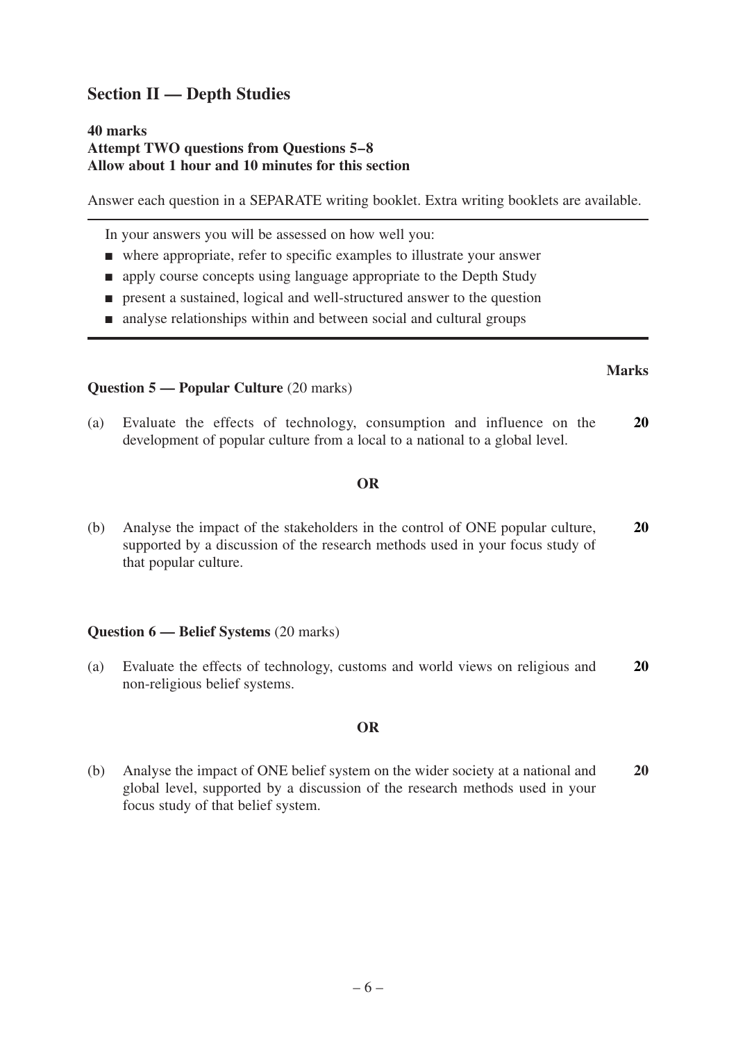## Section II — Depth Studies

**40 marks**
**Attempt TWO questions from Questions 5–8**
**Allow about 1 hour and 10 minutes for this section**

Answer each question in a SEPARATE writing booklet. Extra writing booklets are available.

---

In your answers you will be assessed on how well you:

- where appropriate, refer to specific examples to illustrate your answer
- apply course concepts using language appropriate to the Depth Study
- present a sustained, logical and well-structured answer to the question
- analyse relationships within and between social and cultural groups

---

**Marks**

**Question 5 — Popular Culture** (20 marks)

(a) Evaluate the effects of technology, consumption and influence on the development of popular culture from a local to a national to a global level. **20**

**OR**

(b) Analyse the impact of the stakeholders in the control of ONE popular culture, supported by a discussion of the research methods used in your focus study of that popular culture. **20**

**Question 6 — Belief Systems** (20 marks)

(a) Evaluate the effects of technology, customs and world views on religious and non-religious belief systems. **20**

**OR**

(b) Analyse the impact of ONE belief system on the wider society at a national and global level, supported by a discussion of the research methods used in your focus study of that belief system. **20**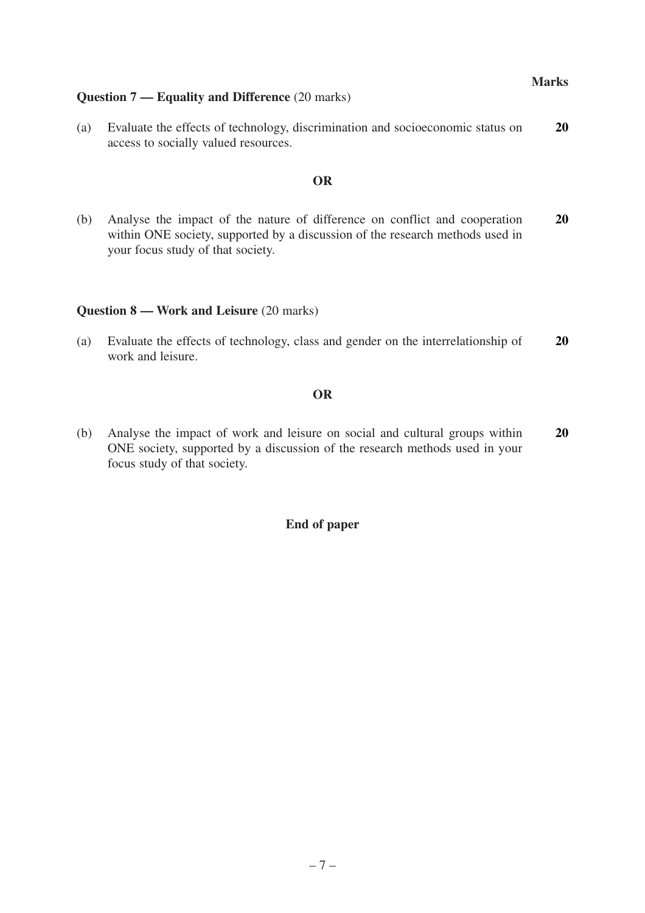**Marks**

**Question 7 — Equality and Difference** (20 marks)

(a) Evaluate the effects of technology, discrimination and socioeconomic status on access to socially valued resources. **20**

**OR**

(b) Analyse the impact of the nature of difference on conflict and cooperation within ONE society, supported by a discussion of the research methods used in your focus study of that society. **20**

**Question 8 — Work and Leisure** (20 marks)

(a) Evaluate the effects of technology, class and gender on the interrelationship of work and leisure. **20**

**OR**

(b) Analyse the impact of work and leisure on social and cultural groups within ONE society, supported by a discussion of the research methods used in your focus study of that society. **20**

**End of paper**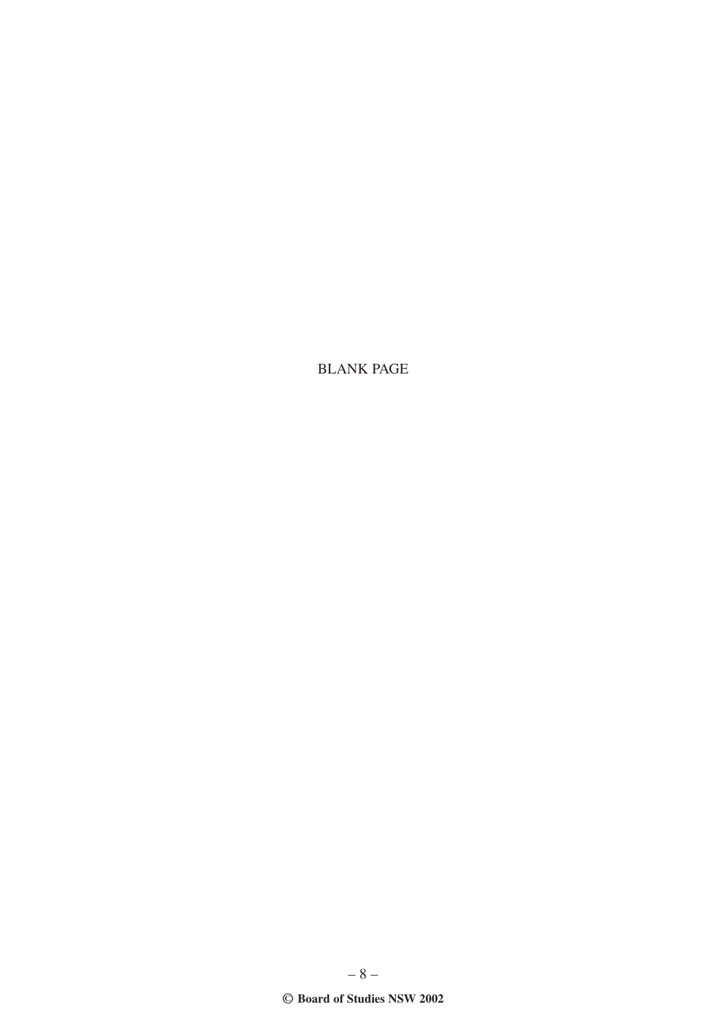BLANK PAGE

**© Board of Studies NSW 2002**